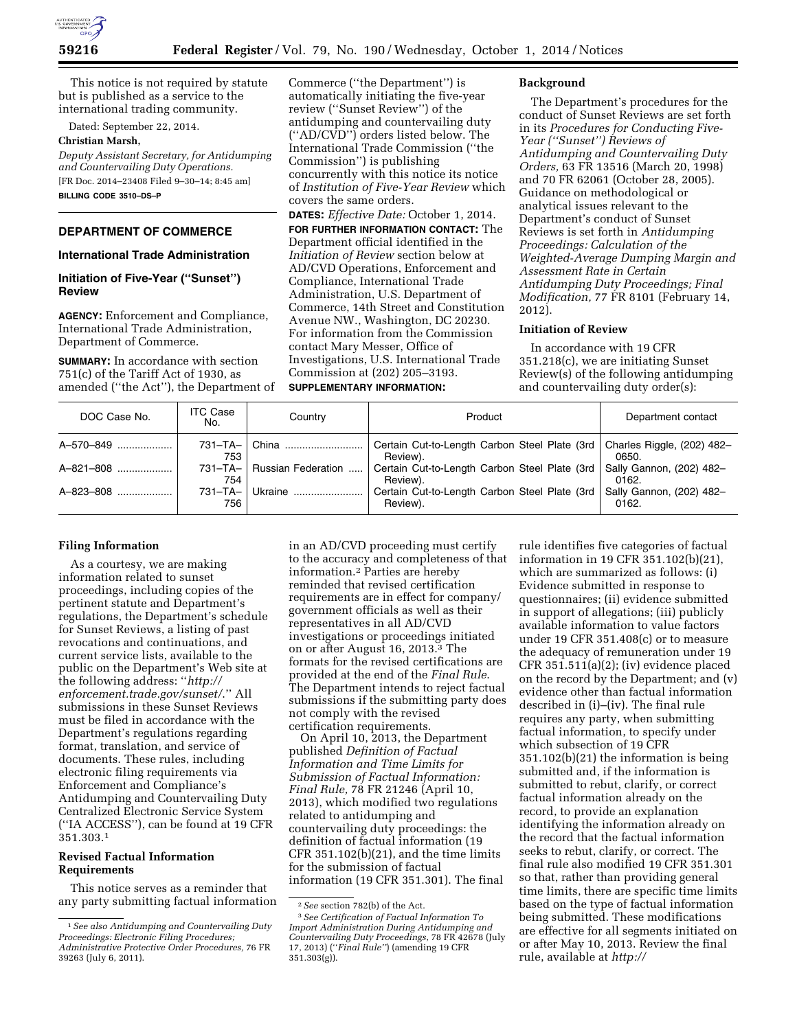This notice is not required by statute but is published as a service to the international trading community.

Dated: September 22, 2014.

**Christian Marsh,**

*Deputy Assistant Secretary, for Antidumping and Countervailing Duty Operations.*

[FR Doc. 2014–23408 Filed 9–30–14; 8:45 am]

**BILLING CODE 3510–DS–P**

## DEPARTMENT OF COMMERCE

### International Trade Administration

### Initiation of Five-Year (''Sunset'') Review

**AGENCY:** Enforcement and Compliance, International Trade Administration, Department of Commerce.

**SUMMARY:** In accordance with section 751(c) of the Tariff Act of 1930, as amended (''the Act''), the Department of Commerce (''the Department'') is automatically initiating the five-year review (''Sunset Review'') of the antidumping and countervailing duty (''AD/CVD'') orders listed below. The International Trade Commission (''the Commission'') is publishing concurrently with this notice its notice of *Institution of Five-Year Review* which covers the same orders.

**DATES:** *Effective Date:* October 1, 2014.

**FOR FURTHER INFORMATION CONTACT:** The Department official identified in the *Initiation of Review* section below at AD/CVD Operations, Enforcement and Compliance, International Trade Administration, U.S. Department of Commerce, 14th Street and Constitution Avenue NW., Washington, DC 20230. For information from the Commission contact Mary Messer, Office of Investigations, U.S. International Trade Commission at (202) 205–3193.

**SUPPLEMENTARY INFORMATION:**

**Background**

The Department's procedures for the conduct of Sunset Reviews are set forth in its *Procedures for Conducting Five-Year (''Sunset'') Reviews of Antidumping and Countervailing Duty Orders,* 63 FR 13516 (March 20, 1998) and 70 FR 62061 (October 28, 2005). Guidance on methodological or analytical issues relevant to the Department's conduct of Sunset Reviews is set forth in *Antidumping Proceedings: Calculation of the Weighted-Average Dumping Margin and Assessment Rate in Certain Antidumping Duty Proceedings; Final Modification,* 77 FR 8101 (February 14, 2012).

**Initiation of Review**

In accordance with 19 CFR 351.218(c), we are initiating Sunset Review(s) of the following antidumping and countervailing duty order(s):

| DOC Case No. | ITC Case No. | Country | Product | Department contact |
|---|---|---|---|---|
| A–570–849 | 731–TA–753 | China | Certain Cut-to-Length Carbon Steel Plate (3rd Review). | Charles Riggle, (202) 482–0650. |
| A–821–808 | 731–TA–754 | Russian Federation | Certain Cut-to-Length Carbon Steel Plate (3rd Review). | Sally Gannon, (202) 482–0162. |
| A–823–808 | 731–TA–756 | Ukraine | Certain Cut-to-Length Carbon Steel Plate (3rd Review). | Sally Gannon, (202) 482–0162. |

**Filing Information**

As a courtesy, we are making information related to sunset proceedings, including copies of the pertinent statute and Department's regulations, the Department's schedule for Sunset Reviews, a listing of past revocations and continuations, and current service lists, available to the public on the Department's Web site at the following address: ''*http://enforcement.trade.gov/sunset/*.'' All submissions in these Sunset Reviews must be filed in accordance with the Department's regulations regarding format, translation, and service of documents. These rules, including electronic filing requirements via Enforcement and Compliance's Antidumping and Countervailing Duty Centralized Electronic Service System (''IA ACCESS''), can be found at 19 CFR 351.303.[1]

**Revised Factual Information Requirements**

This notice serves as a reminder that any party submitting factual information in an AD/CVD proceeding must certify to the accuracy and completeness of that information.[2] Parties are hereby reminded that revised certification requirements are in effect for company/government officials as well as their representatives in all AD/CVD investigations or proceedings initiated on or after August 16, 2013.[3] The formats for the revised certifications are provided at the end of the *Final Rule*. The Department intends to reject factual submissions if the submitting party does not comply with the revised certification requirements.

On April 10, 2013, the Department published *Definition of Factual Information and Time Limits for Submission of Factual Information: Final Rule,* 78 FR 21246 (April 10, 2013), which modified two regulations related to antidumping and countervailing duty proceedings: the definition of factual information (19 CFR 351.102(b)(21), and the time limits for the submission of factual information (19 CFR 351.301). The final rule identifies five categories of factual information in 19 CFR 351.102(b)(21), which are summarized as follows: (i) Evidence submitted in response to questionnaires; (ii) evidence submitted in support of allegations; (iii) publicly available information to value factors under 19 CFR 351.408(c) or to measure the adequacy of remuneration under 19 CFR 351.511(a)(2); (iv) evidence placed on the record by the Department; and (v) evidence other than factual information described in (i)–(iv). The final rule requires any party, when submitting factual information, to specify under which subsection of 19 CFR 351.102(b)(21) the information is being submitted and, if the information is submitted to rebut, clarify, or correct factual information already on the record, to provide an explanation identifying the information already on the record that the factual information seeks to rebut, clarify, or correct. The final rule also modified 19 CFR 351.301 so that, rather than providing general time limits, there are specific time limits based on the type of factual information being submitted. These modifications are effective for all segments initiated on or after May 10, 2013. Review the final rule, available at *http://*

---

[1] *See also Antidumping and Countervailing Duty Proceedings: Electronic Filing Procedures; Administrative Protective Order Procedures,* 76 FR 39263 (July 6, 2011).

[2] *See* section 782(b) of the Act.

[3] *See Certification of Factual Information To Import Administration During Antidumping and Countervailing Duty Proceedings,* 78 FR 42678 (July 17, 2013) (''*Final Rule*'') (amending 19 CFR 351.303(g)).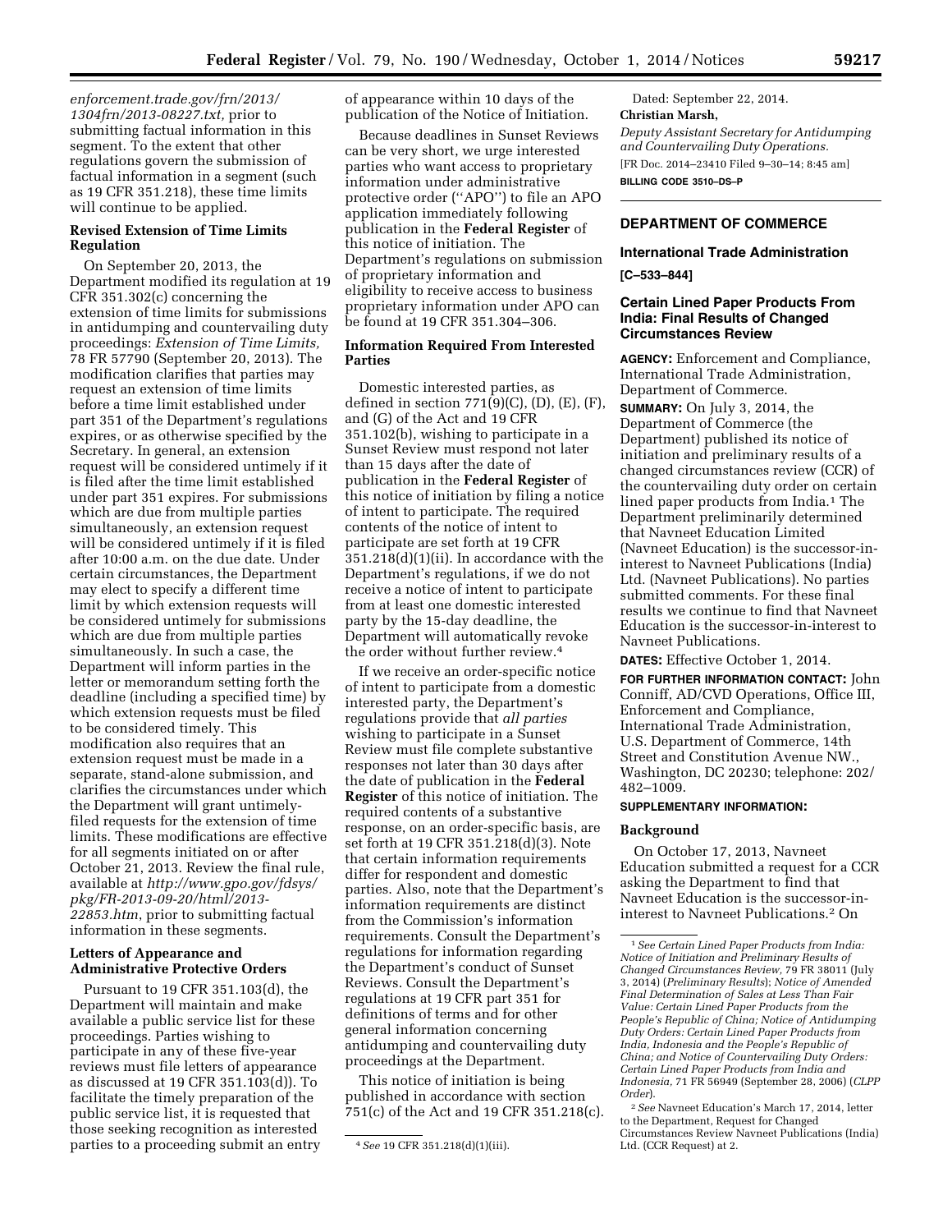*enforcement.trade.gov/frn/2013/1304frn/2013-08227.txt,* prior to submitting factual information in this segment. To the extent that other regulations govern the submission of factual information in a segment (such as 19 CFR 351.218), these time limits will continue to be applied.

### Revised Extension of Time Limits Regulation

On September 20, 2013, the Department modified its regulation at 19 CFR 351.302(c) concerning the extension of time limits for submissions in antidumping and countervailing duty proceedings: *Extension of Time Limits,* 78 FR 57790 (September 20, 2013). The modification clarifies that parties may request an extension of time limits before a time limit established under part 351 of the Department's regulations expires, or as otherwise specified by the Secretary. In general, an extension request will be considered untimely if it is filed after the time limit established under part 351 expires. For submissions which are due from multiple parties simultaneously, an extension request will be considered untimely if it is filed after 10:00 a.m. on the due date. Under certain circumstances, the Department may elect to specify a different time limit by which extension requests will be considered untimely for submissions which are due from multiple parties simultaneously. In such a case, the Department will inform parties in the letter or memorandum setting forth the deadline (including a specified time) by which extension requests must be filed to be considered timely. This modification also requires that an extension request must be made in a separate, stand-alone submission, and clarifies the circumstances under which the Department will grant untimely-filed requests for the extension of time limits. These modifications are effective for all segments initiated on or after October 21, 2013. Review the final rule, available at *http://www.gpo.gov/fdsys/pkg/FR-2013-09-20/html/2013-22853.htm*, prior to submitting factual information in these segments.

### Letters of Appearance and Administrative Protective Orders

Pursuant to 19 CFR 351.103(d), the Department will maintain and make available a public service list for these proceedings. Parties wishing to participate in any of these five-year reviews must file letters of appearance as discussed at 19 CFR 351.103(d)). To facilitate the timely preparation of the public service list, it is requested that those seeking recognition as interested parties to a proceeding submit an entry of appearance within 10 days of the publication of the Notice of Initiation.

Because deadlines in Sunset Reviews can be very short, we urge interested parties who want access to proprietary information under administrative protective order (''APO'') to file an APO application immediately following publication in the **Federal Register** of this notice of initiation. The Department's regulations on submission of proprietary information and eligibility to receive access to business proprietary information under APO can be found at 19 CFR 351.304–306.

### Information Required From Interested Parties

Domestic interested parties, as defined in section 771(9)(C), (D), (E), (F), and (G) of the Act and 19 CFR 351.102(b), wishing to participate in a Sunset Review must respond not later than 15 days after the date of publication in the **Federal Register** of this notice of initiation by filing a notice of intent to participate. The required contents of the notice of intent to participate are set forth at 19 CFR 351.218(d)(1)(ii). In accordance with the Department's regulations, if we do not receive a notice of intent to participate from at least one domestic interested party by the 15-day deadline, the Department will automatically revoke the order without further review.[4]

If we receive an order-specific notice of intent to participate from a domestic interested party, the Department's regulations provide that *all parties* wishing to participate in a Sunset Review must file complete substantive responses not later than 30 days after the date of publication in the **Federal Register** of this notice of initiation. The required contents of a substantive response, on an order-specific basis, are set forth at 19 CFR 351.218(d)(3). Note that certain information requirements differ for respondent and domestic parties. Also, note that the Department's information requirements are distinct from the Commission's information requirements. Consult the Department's regulations for information regarding the Department's conduct of Sunset Reviews. Consult the Department's regulations at 19 CFR part 351 for definitions of terms and for other general information concerning antidumping and countervailing duty proceedings at the Department.

This notice of initiation is being published in accordance with section 751(c) of the Act and 19 CFR 351.218(c).

[4] *See* 19 CFR 351.218(d)(1)(iii).

Dated: September 22, 2014.

**Christian Marsh,**

*Deputy Assistant Secretary for Antidumping and Countervailing Duty Operations.*

[FR Doc. 2014–23410 Filed 9–30–14; 8:45 am]

**BILLING CODE 3510–DS–P**

---

## DEPARTMENT OF COMMERCE

### International Trade Administration

**[C–533–844]**

### Certain Lined Paper Products From India: Final Results of Changed Circumstances Review

**AGENCY:** Enforcement and Compliance, International Trade Administration, Department of Commerce.

**SUMMARY:** On July 3, 2014, the Department of Commerce (the Department) published its notice of initiation and preliminary results of a changed circumstances review (CCR) of the countervailing duty order on certain lined paper products from India.[1] The Department preliminarily determined that Navneet Education Limited (Navneet Education) is the successor-in-interest to Navneet Publications (India) Ltd. (Navneet Publications). No parties submitted comments. For these final results we continue to find that Navneet Education is the successor-in-interest to Navneet Publications.

**DATES:** Effective October 1, 2014.

**FOR FURTHER INFORMATION CONTACT:** John Conniff, AD/CVD Operations, Office III, Enforcement and Compliance, International Trade Administration, U.S. Department of Commerce, 14th Street and Constitution Avenue NW., Washington, DC 20230; telephone: 202/482–1009.

**SUPPLEMENTARY INFORMATION:**

### Background

On October 17, 2013, Navneet Education submitted a request for a CCR asking the Department to find that Navneet Education is the successor-in-interest to Navneet Publications.[2] On

[1] *See Certain Lined Paper Products from India: Notice of Initiation and Preliminary Results of Changed Circumstances Review,* 79 FR 38011 (July 3, 2014) (*Preliminary Results*); *Notice of Amended Final Determination of Sales at Less Than Fair Value: Certain Lined Paper Products from the People's Republic of China; Notice of Antidumping Duty Orders: Certain Lined Paper Products from India, Indonesia and the People's Republic of China; and Notice of Countervailing Duty Orders: Certain Lined Paper Products from India and Indonesia,* 71 FR 56949 (September 28, 2006) (*CLPP Order*).

[2] *See* Navneet Education's March 17, 2014, letter to the Department, Request for Changed Circumstances Review Navneet Publications (India) Ltd. (CCR Request) at 2.